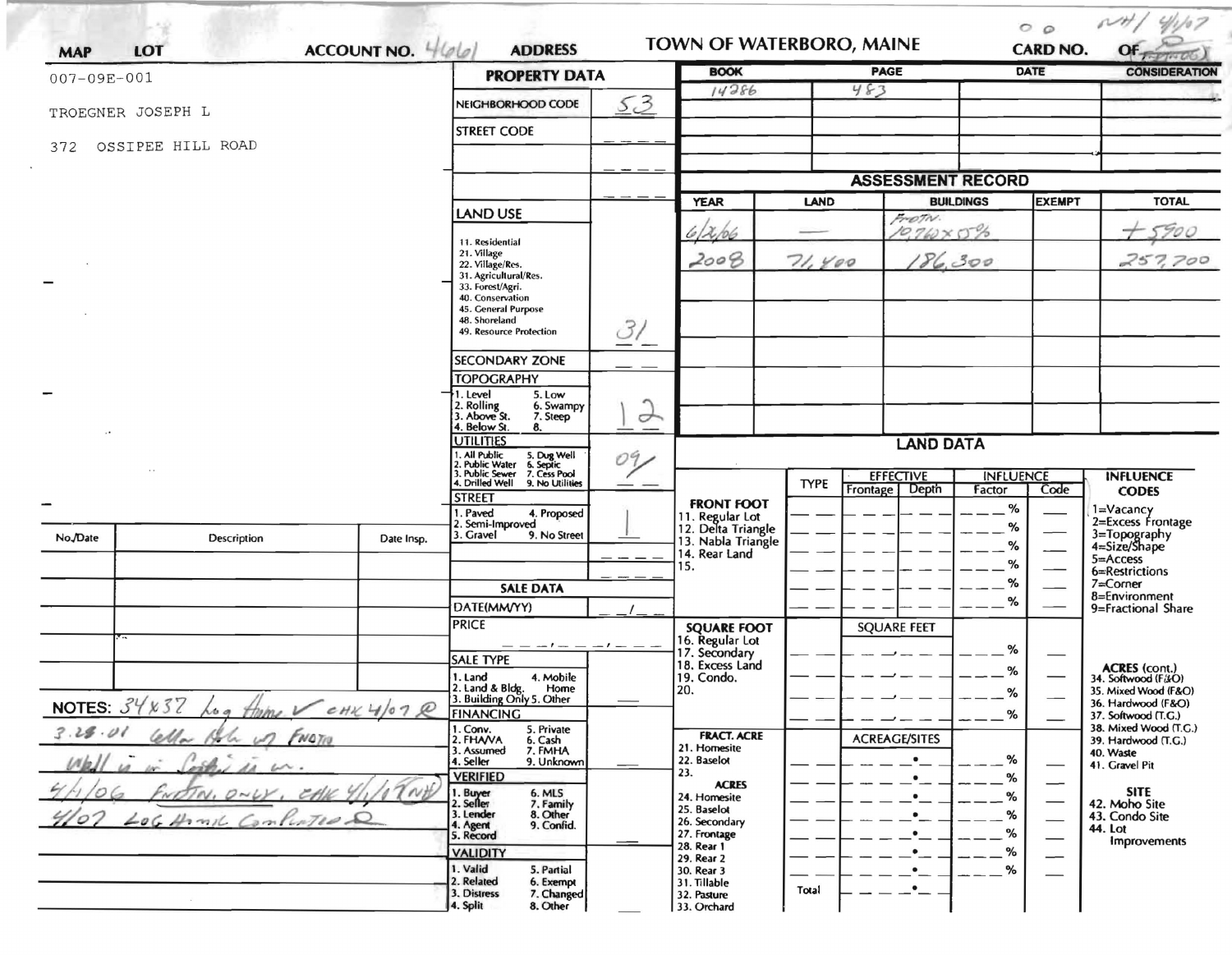# TOWN OF WATERBORO, MAINE

**MAP** | **LOT** | **ACCOUNT NO.** 4661 | **ADDRESS** | **CARD NO.** NH/ 4/1/07 | **OF**

007-09E-001

TROEGNER JOSEPH L

372 OSSIPEE HILL ROAD

## PROPERTY DATA

| Field | Value |
|---|---|
| NEIGHBORHOOD CODE | 53 |
| STREET CODE | |
| LAND USE (11. Residential, 21. Village, 22. Village/Res., 31. Agricultural/Res., 33. Forest/Agri., 40. Conservation, 45. General Purpose, 48. Shoreland, 49. Resource Protection) | 31 |
| SECONDARY ZONE | |
| TOPOGRAPHY (1. Level, 2. Rolling, 3. Above St., 4. Below St., 5. Low, 6. Swampy, 7. Steep, 8.) | 1 2 |
| UTILITIES (1. All Public, 2. Public Water, 3. Public Sewer, 4. Drilled Well, 5. Dug Well, 6. Septic, 7. Cess Pool, 9. No Utilities) | 0 9 |
| STREET (1. Paved, 2. Semi-Improved, 3. Gravel, 4. Proposed, 9. No Street) | 1 |

## SALE DATA

| Field | Value |
|---|---|
| DATE(MM/YY) | |
| PRICE | |
| SALE TYPE (1. Land, 2. Land & Bldg., 3. Building Only, 4. Mobile Home, 5. Other) | |
| FINANCING (1. Conv., 2. FHA/VA, 3. Assumed, 4. Seller, 5. Private, 6. Cash, 7. FMHA, 9. Unknown) | |
| VERIFIED (1. Buyer, 2. Seller, 3. Lender, 4. Agent, 5. Record, 6. MLS, 7. Family, 8. Other, 9. Confid.) | |
| VALIDITY (1. Valid, 2. Related, 3. Distress, 4. Split, 5. Partial, 6. Exempt, 7. Changed, 8. Other) | |

| BOOK | PAGE | DATE | CONSIDERATION |
|---|---|---|---|
| 14286 | 483 | | |

## ASSESSMENT RECORD

| YEAR | LAND | BUILDINGS | EXEMPT | TOTAL |
|---|---|---|---|---|
| 6/26/06 | — | FNDTN. 10,760 x 55% | | + 5900 |
| 2008 | 71,400 | 186,300 | | 257,700 |

## LAND DATA

| | TYPE | EFFECTIVE Frontage | EFFECTIVE Depth | INFLUENCE Factor | INFLUENCE Code |
|---|---|---|---|---|---|
| FRONT FOOT (11. Regular Lot, 12. Delta Triangle, 13. Nabla Triangle, 14. Rear Land, 15.) | | | | % | |
| SQUARE FOOT (16. Regular Lot, 17. Secondary, 18. Excess Land, 19. Condo., 20.) | | SQUARE FEET | | % | |
| FRACT. ACRE (21. Homesite, 22. Baselot, 23.) | | ACREAGE/SITES | | % | |
| ACRES (24. Homesite, 25. Baselot, 26. Secondary, 27. Frontage, 28. Rear 1, 29. Rear 2, 30. Rear 3, 31. Tillable, 32. Pasture, 33. Orchard) | Total | | | % | |

**INFLUENCE CODES:** 1=Vacancy, 2=Excess Frontage, 3=Topography, 4=Size/Shape, 5=Access, 6=Restrictions, 7=Corner, 8=Environment, 9=Fractional Share

**ACRES (cont.):** 34. Softwood (F&O), 35. Mixed Wood (F&O), 36. Hardwood (F&O), 37. Softwood (T.G.), 38. Mixed Wood (T.G.), 39. Hardwood (T.G.), 40. Waste, 41. Gravel Pit

**SITE:** 42. Moho Site, 43. Condo Site, 44. Lot Improvements

| No./Date | Description | Date Insp. |
|---|---|---|
| | | |

**NOTES:** 34 x 37 Log Home ✓ CHK 4/07
3.28.01 Cellar Hole w/ FNDTN
Well is in Septic is in.
4/1/06 FNDTN. ONLY, CHK 4/1/07 (NH)
4/07 LOG HOME COMPLETED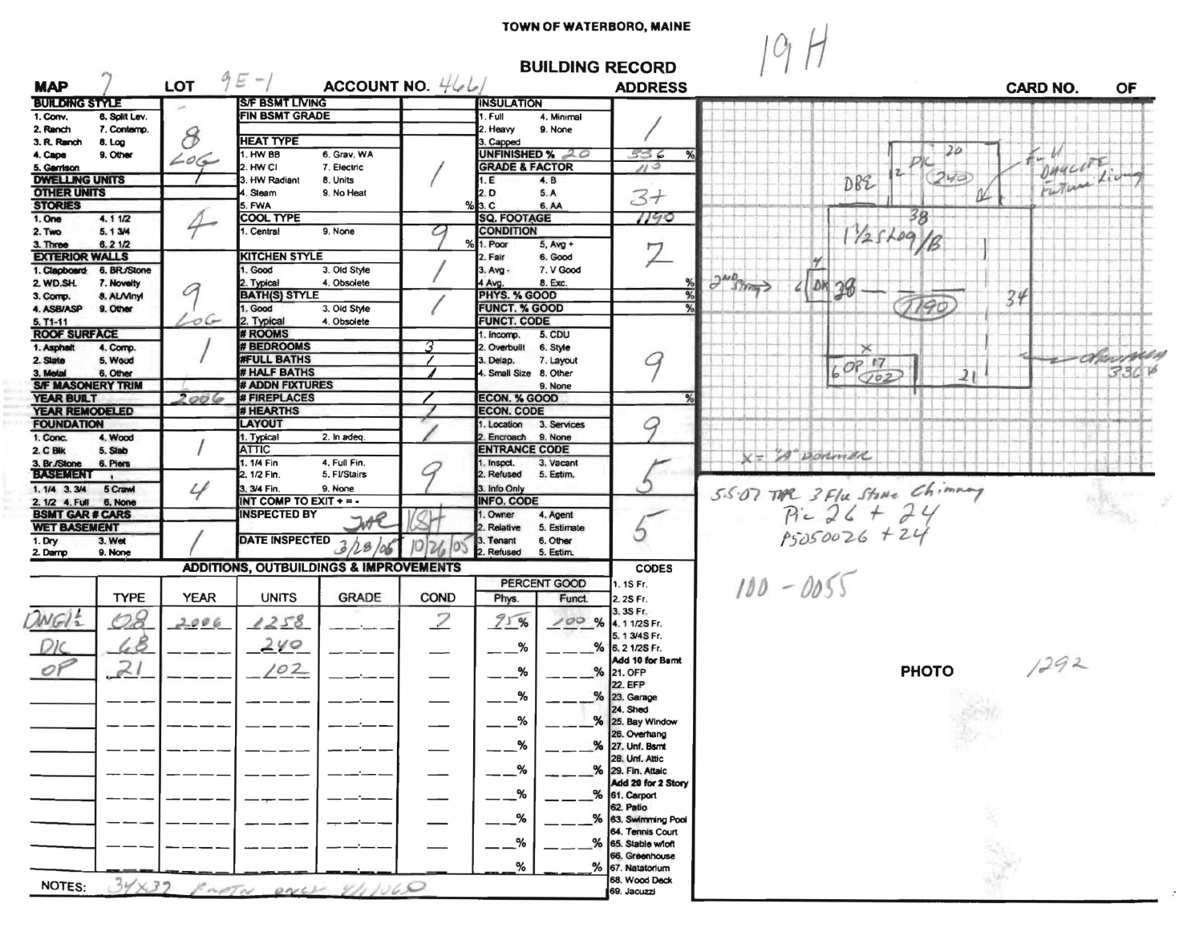# TOWN OF WATERBORO, MAINE

## BUILDING RECORD

19 H

MAP 7 LOT 9E-1 ACCOUNT NO. 4661 ADDRESS CARD NO. OF

| | | | | | |
|---|---|---|---|---|---|
| **BUILDING STYLE** 1. Conv. 6. Split Lev. 2. Ranch 7. Contemp. 3. R. Ranch 8. Log 4. Cape 9. Other 5. Garrison | 8 LOG | **S/F BSMT LIVING** | | **INSULATION** 1. Full 4. Minimal 2. Heavy 9. None 3. Capped | / |
| | | **FIN BSMT GRADE** | | | |
| **DWELLING UNITS** | 1 | **HEAT TYPE** 1. HW BB 6. Grav. WA 2. HW CI 7. Electric 3. HW Radiant 8. Units 4. Steam 9. No Heat 5. FWA | 1 | **UNFINISHED %** 20 | 336 % |
| **OTHER UNITS** | | | | **GRADE & FACTOR** 1. E 4. B 2. D 5. A 3. C 6. AA | 115 3+ |
| **STORIES** 1. One 4. 1 1/2 2. Two 5. 1 3/4 3. Three 6. 2 1/2 | 4 | **COOL TYPE** 1. Central 9. None | 9 % | **SQ. FOOTAGE** | 1190 |
| **EXTERIOR WALLS** 1. Clapboard 6. BR./Stone 2. WD.SH. 7. Novelty 3. Comp. 8. AL/Vinyl 4. ASB/ASP 9. Other 5. T1-11 | 9 LOG | **KITCHEN STYLE** 1. Good 3. Old Style 2. Typical 4. Obsolete | 1 | **CONDITION** 1. Poor 5. Avg + 2. Fair 6. Good 3. Avg - 7. V Good 4. Avg. 8. Exc. | 7 |
| | | **BATH(S) STYLE** 1. Good 3. Old Style 2. Typical 4. Obsolete | 1 | **PHYS. % GOOD** | % |
| | | | | **FUNCT. % GOOD** | % |
| **ROOF SURFACE** 1. Asphalt 4. Comp. 2. Slate 5. Wood 3. Metal 6. Other | 1 | **# ROOMS** | | **FUNCT. CODE** 1. Incomp. 5. CDU 2. Overbuilt 6. Style 3. Delap. 7. Layout 4. Small Size 8. Other 9. None | 9 |
| | | **# BEDROOMS** | 3 | | |
| | | **#FULL BATHS** | 1 | | |
| | | **# HALF BATHS** | 1 | | |
| **S/F MASONERY TRIM** | | **# ADDN FIXTURES** | | | |
| **YEAR BUILT** | 2006 | **# FIREPLACES** | 1 | **ECON. % GOOD** | % |
| **YEAR REMODELED** | | **# HEARTHS** | 1 | **ECON. CODE** 1. Location 3. Services 2. Encroach 9. None | 9 |
| **FOUNDATION** 1. Conc. 4. Wood 2. C Blk 5. Slab 3. Br./Stone 6. Piers | 1 | **LAYOUT** 1. Typical 2. In adeq. | 1 | | |
| **BASEMENT** 1. 1/4 3. 3/4 5 Crawl 2. 1/2 4. Full 6. None | 4 | **ATTIC** 1. 1/4 Fin 4. Full Fin. 2. 1/2 Fin. 5. Fl/Stairs 3. 3/4 Fin. 9. None | 9 | **ENTRANCE CODE** 1. Inspct. 3. Vacant 2. Refused 5. Estim. 3. Info Only | 5 |
| **BSMT GAR # CARS** | | **INT COMP TO EXIT + = -** | | **INFO. CODE** 1. Owner 4. Agent 2. Relative 5. Estimate 3. Tenant 6. Other 2. Refused 5. Estim. | 5 |
| **WET BASEMENT** 1. Dry 3. Wet 2. Damp 9. None | 1 | **INSPECTED BY** | JWE KSH | | |
| | | **DATE INSPECTED** | 3/28/06 10/26/05 | | |

### ADDITIONS, OUTBUILDINGS & IMPROVEMENTS

| | TYPE | YEAR | UNITS | GRADE | COND | PERCENT GOOD Phys. | Funct. |
|---|---|---|---|---|---|---|---|
| DWG 1½ | 08 | 2006 | 1258 | | 7 | 95% | 100 % |
| DK | 68 | | 240 | | | % | % |
| OP | 21 | | 102 | | | % | % |
| | | | | | | % | % |
| | | | | | | % | % |
| | | | | | | % | % |
| | | | | | | % | % |
| | | | | | | % | % |
| | | | | | | % | % |
| | | | | | | % | % |
| | | | | | | % | % |

**CODES**
1. 1S Fr.
2. 2S Fr.
3. 3S Fr.
4. 1 1/2S Fr.
5. 1 3/4S Fr.
6. 2 1/2S Fr.
**Add 10 for Bsmt**
21. OFP
22. EFP
23. Garage
24. Shed
25. Bay Window
26. Overhang
27. Unf. Bsmt
28. Unf. Attic
29. Fin. Attaic
**Add 20 for 2 Story**
61. Carport
62. Patio
63. Swimming Pool
64. Tennis Court
65. Stable w/loft
66. Greenhouse
67. Natatorium
68. Wood Deck
69. Jacuzzi

NOTES: 34x37 Photo only 4/1/06 JO

Sketch: DBE; DK 20 x 12 (240); Full Dawlite Future Living; 1½ S Log/B 38 x 34 (1190); 2nd Story → DK 4 x 6; OP 17 x 6 (102); 21; Chimney 3306; X = "A" Dormer

5.5.07 TAR 3 Flu Stone Chimney
Pic 26 + 24
P5050026 + 24

100 - 0055

PHOTO 1292